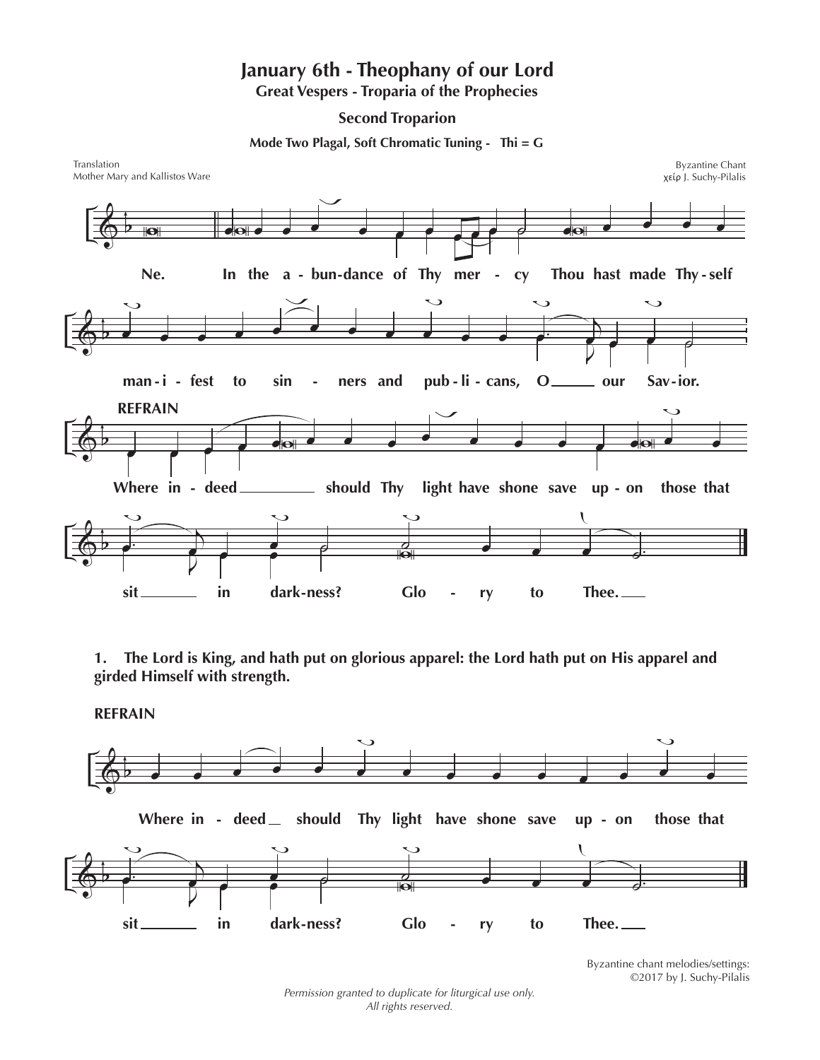# January 6th - Theophany of our Lord

## Great Vespers - Troparia of the Prophecies

### Second Troparion

**Mode Two Plagal, Soft Chromatic Tuning - Thi = G**

Translation
Mother Mary and Kallistos Ware

Byzantine Chant
χείρ J. Suchy-Pilalis

**Ne. In the a - bun-dance of Thy mer - cy Thou hast made Thy - self man - i - fest to sin - ners and pub - li - cans, O our Sav - ior.**

**REFRAIN**

**Where in - deed should Thy light have shone save up - on those that sit in dark-ness? Glo - ry to Thee.**

**1. The Lord is King, and hath put on glorious apparel: the Lord hath put on His apparel and girded Himself with strength.**

**REFRAIN**

**Where in - deed should Thy light have shone save up - on those that sit in dark-ness? Glo - ry to Thee.**

Byzantine chant melodies/settings:
©2017 by J. Suchy-Pilalis

*Permission granted to duplicate for liturgical use only.*
*All rights reserved.*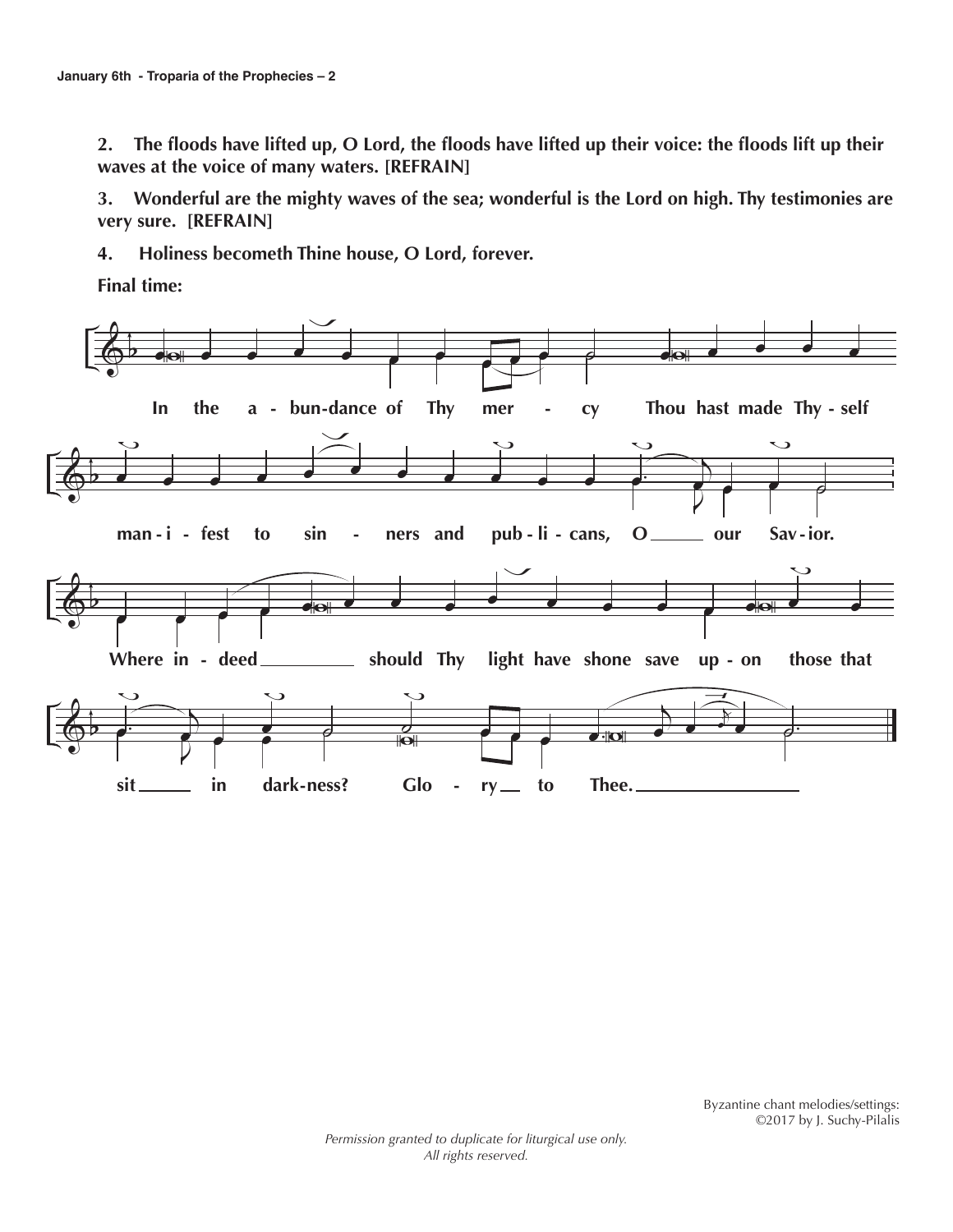**2. The floods have lifted up, O Lord, the floods have lifted up their voice: the floods lift up their waves at the voice of many waters. [REFRAIN]**

**3. Wonderful are the mighty waves of the sea; wonderful is the Lord on high. Thy testimonies are very sure. [REFRAIN]**

**4. Holiness becometh Thine house, O Lord, forever.**

**Final time:**

**In the a - bun-dance of Thy mer - cy Thou hast made Thy - self man - i - fest to sin - ners and pub - li - cans, O ______ our Sav - ior.**

**Where in - deed __________ should Thy light have shone save up - on those that sit ______ in dark-ness? Glo - ry __ to Thee. ________________**

Byzantine chant melodies/settings:
©2017 by J. Suchy-Pilalis

*Permission granted to duplicate for liturgical use only.*
*All rights reserved.*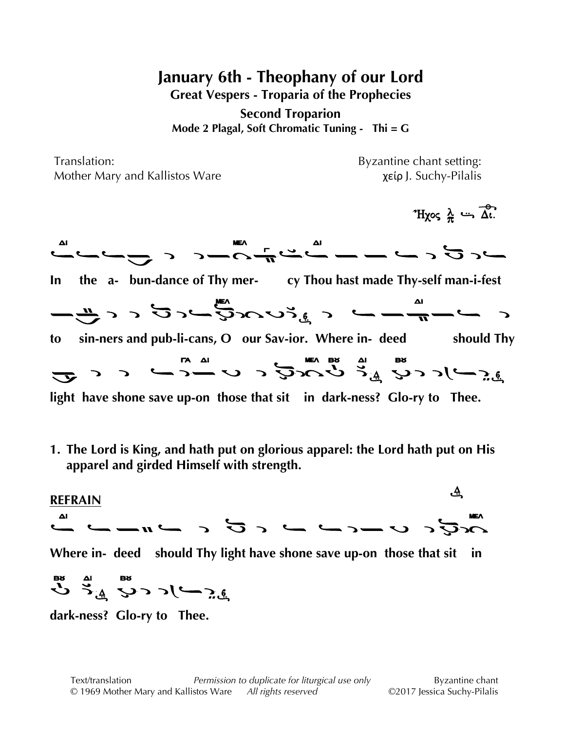# January 6th - Theophany of our Lord

## Great Vespers - Troparia of the Prophecies

### Second Troparion

**Mode 2 Plagal, Soft Chromatic Tuning - Thi = G**

Translation:
Mother Mary and Kallistos Ware

Byzantine chant setting:
χείρ J. Suchy-Pilalis

Ἦχος

**In the a- bun-dance of Thy mer- cy Thou hast made Thy-self man-i-fest**

**to sin-ners and pub-li-cans, O our Sav-ior. Where in- deed should Thy**

**light have shone save up-on those that sit in dark-ness? Glo-ry to Thee.**

1. **The Lord is King, and hath put on glorious apparel: the Lord hath put on His apparel and girded Himself with strength.**

**REFRAIN**

**Where in- deed should Thy light have shone save up-on those that sit in**

**dark-ness? Glo-ry to Thee.**

Text/translation
© 1969 Mother Mary and Kallistos Ware

*Permission to duplicate for liturgical use only*
*All rights reserved*

Byzantine chant
©2017 Jessica Suchy-Pilalis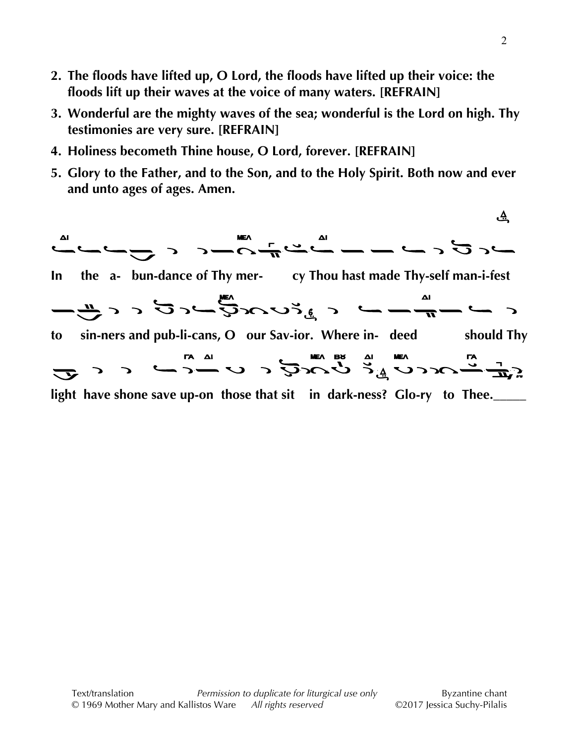2. **The floods have lifted up, O Lord, the floods have lifted up their voice: the floods lift up their waves at the voice of many waters. [REFRAIN]**
3. **Wonderful are the mighty waves of the sea; wonderful is the Lord on high. Thy testimonies are very sure. [REFRAIN]**
4. **Holiness becometh Thine house, O Lord, forever. [REFRAIN]**
5. **Glory to the Father, and to the Son, and to the Holy Spirit. Both now and ever and unto ages of ages. Amen.**

ΔΙ ΜΕΛ ΔΙ

**In the a- bun-dance of Thy mer- cy Thou hast made Thy-self man-i-fest**

ΜΕΛ ΔΙ

**to sin-ners and pub-li-cans, O our Sav-ior. Where in- deed should Thy**

ΓΑ ΔΙ ΜΕΛ ΒΟ ΔΙ ΜΕΛ ΓΑ

**light have shone save up-on those that sit in dark-ness? Glo-ry to Thee.\_\_\_\_\_**

Text/translation
© 1969 Mother Mary and Kallistos Ware

*Permission to duplicate for liturgical use only*
*All rights reserved*

Byzantine chant
©2017 Jessica Suchy-Pilalis